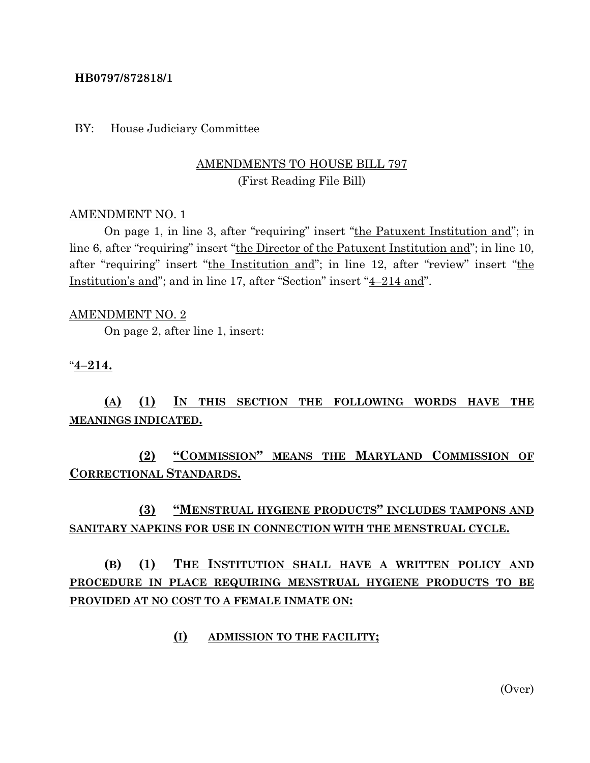**HB0797/872818/1**

BY: House Judiciary Committee

AMENDMENTS TO HOUSE BILL 797
(First Reading File Bill)

AMENDMENT NO. 1

On page 1, in line 3, after "requiring" insert "the Patuxent Institution and"; in line 6, after "requiring" insert "the Director of the Patuxent Institution and"; in line 10, after "requiring" insert "the Institution and"; in line 12, after "review" insert "the Institution's and"; and in line 17, after "Section" insert "4–214 and".

AMENDMENT NO. 2

On page 2, after line 1, insert:

"**4–214.**

**(A) (1) IN THIS SECTION THE FOLLOWING WORDS HAVE THE MEANINGS INDICATED.**

**(2) "COMMISSION" MEANS THE MARYLAND COMMISSION OF CORRECTIONAL STANDARDS.**

**(3) "MENSTRUAL HYGIENE PRODUCTS" INCLUDES TAMPONS AND SANITARY NAPKINS FOR USE IN CONNECTION WITH THE MENSTRUAL CYCLE.**

**(B) (1) THE INSTITUTION SHALL HAVE A WRITTEN POLICY AND PROCEDURE IN PLACE REQUIRING MENSTRUAL HYGIENE PRODUCTS TO BE PROVIDED AT NO COST TO A FEMALE INMATE ON:**

**(I) ADMISSION TO THE FACILITY;**

(Over)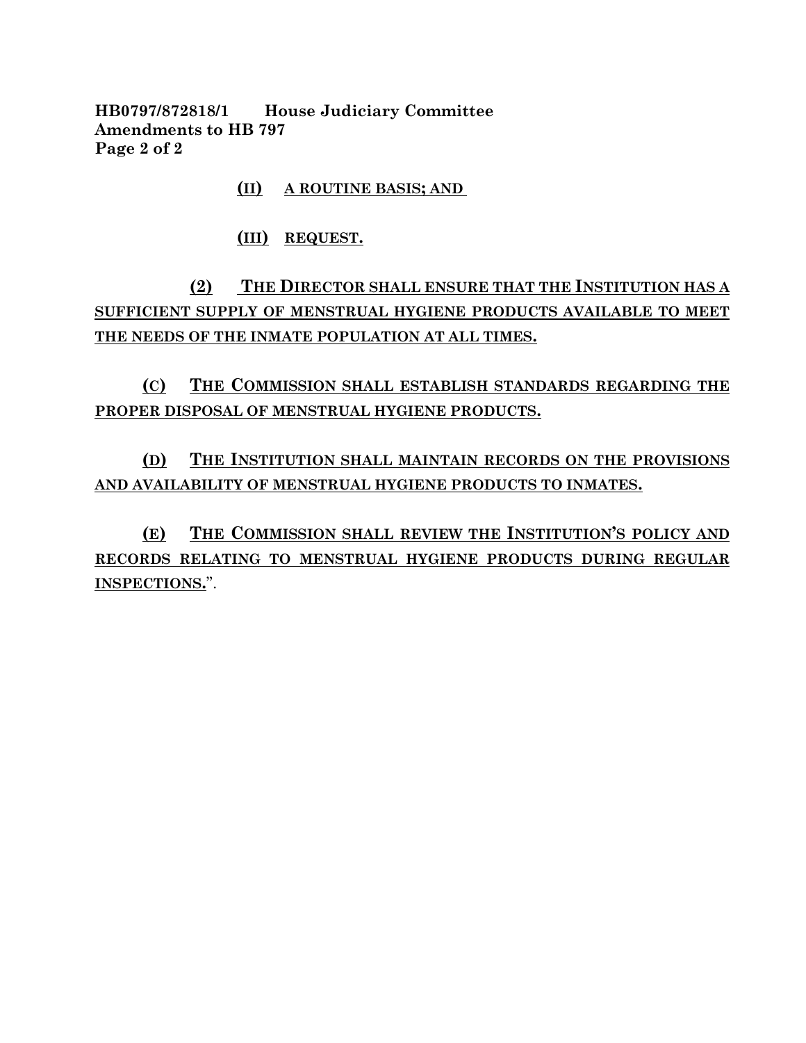**HB0797/872818/1 House Judiciary Committee**
**Amendments to HB 797**

**(II) A ROUTINE BASIS; AND**

**(III) REQUEST.**

**(2) THE DIRECTOR SHALL ENSURE THAT THE INSTITUTION HAS A SUFFICIENT SUPPLY OF MENSTRUAL HYGIENE PRODUCTS AVAILABLE TO MEET THE NEEDS OF THE INMATE POPULATION AT ALL TIMES.**

**(C) THE COMMISSION SHALL ESTABLISH STANDARDS REGARDING THE PROPER DISPOSAL OF MENSTRUAL HYGIENE PRODUCTS.**

**(D) THE INSTITUTION SHALL MAINTAIN RECORDS ON THE PROVISIONS AND AVAILABILITY OF MENSTRUAL HYGIENE PRODUCTS TO INMATES.**

**(E) THE COMMISSION SHALL REVIEW THE INSTITUTION'S POLICY AND RECORDS RELATING TO MENSTRUAL HYGIENE PRODUCTS DURING REGULAR INSPECTIONS.**".